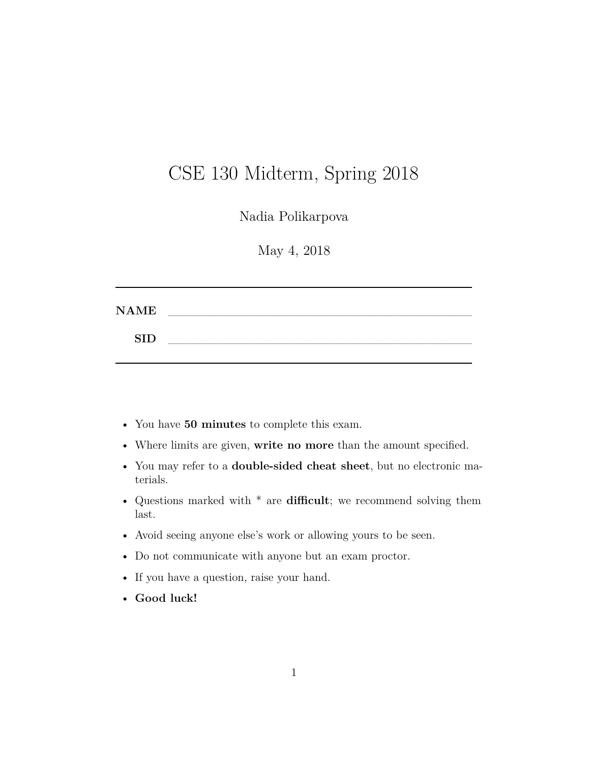# CSE 130 Midterm, Spring 2018

Nadia Polikarpova

May 4, 2018

---

**NAME** ______________________________________________

**SID** ______________________________________________

---

- You have **50 minutes** to complete this exam.
- Where limits are given, **write no more** than the amount specified.
- You may refer to a **double-sided cheat sheet**, but no electronic materials.
- Questions marked with * are **difficult**; we recommend solving them last.
- Avoid seeing anyone else's work or allowing yours to be seen.
- Do not communicate with anyone but an exam proctor.
- If you have a question, raise your hand.
- **Good luck!**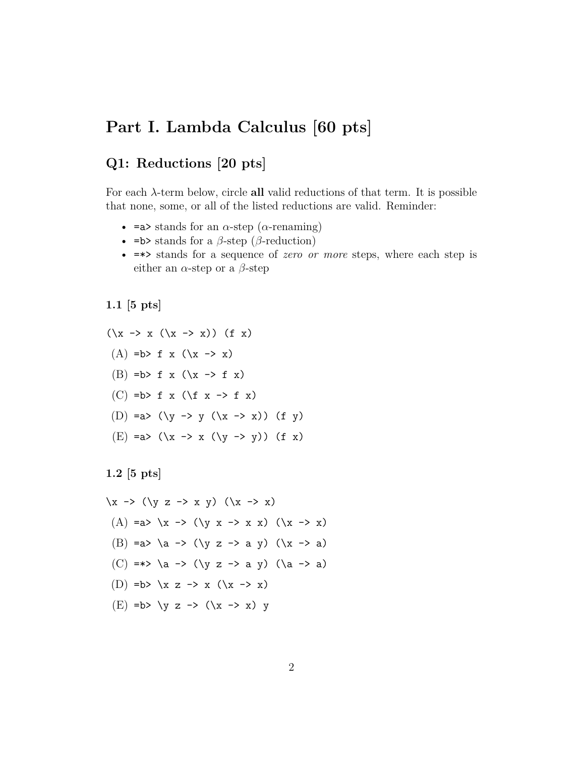# Part I. Lambda Calculus [60 pts]

## Q1: Reductions [20 pts]

For each $\lambda$-term below, circle **all** valid reductions of that term. It is possible that none, some, or all of the listed reductions are valid. Reminder:

- `=a>` stands for an $\alpha$-step ($\alpha$-renaming)
- `=b>` stands for a $\beta$-step ($\beta$-reduction)
- `=*>` stands for a sequence of *zero or more* steps, where each step is either an $\alpha$-step or a $\beta$-step

### 1.1 [5 pts]

```
(\x -> x (\x -> x)) (f x)
```

(A) `=b> f x (\x -> x)`

(B) `=b> f x (\x -> f x)`

(C) `=b> f x (\f x -> f x)`

(D) `=a> (\y -> y (\x -> x)) (f y)`

(E) `=a> (\x -> x (\y -> y)) (f x)`

### 1.2 [5 pts]

```
\x -> (\y z -> x y) (\x -> x)
```

(A) `=a> \x -> (\y x -> x x) (\x -> x)`

(B) `=a> \a -> (\y z -> a y) (\x -> a)`

(C) `=*> \a -> (\y z -> a y) (\a -> a)`

(D) `=b> \x z -> x (\x -> x)`

(E) `=b> \y z -> (\x -> x) y`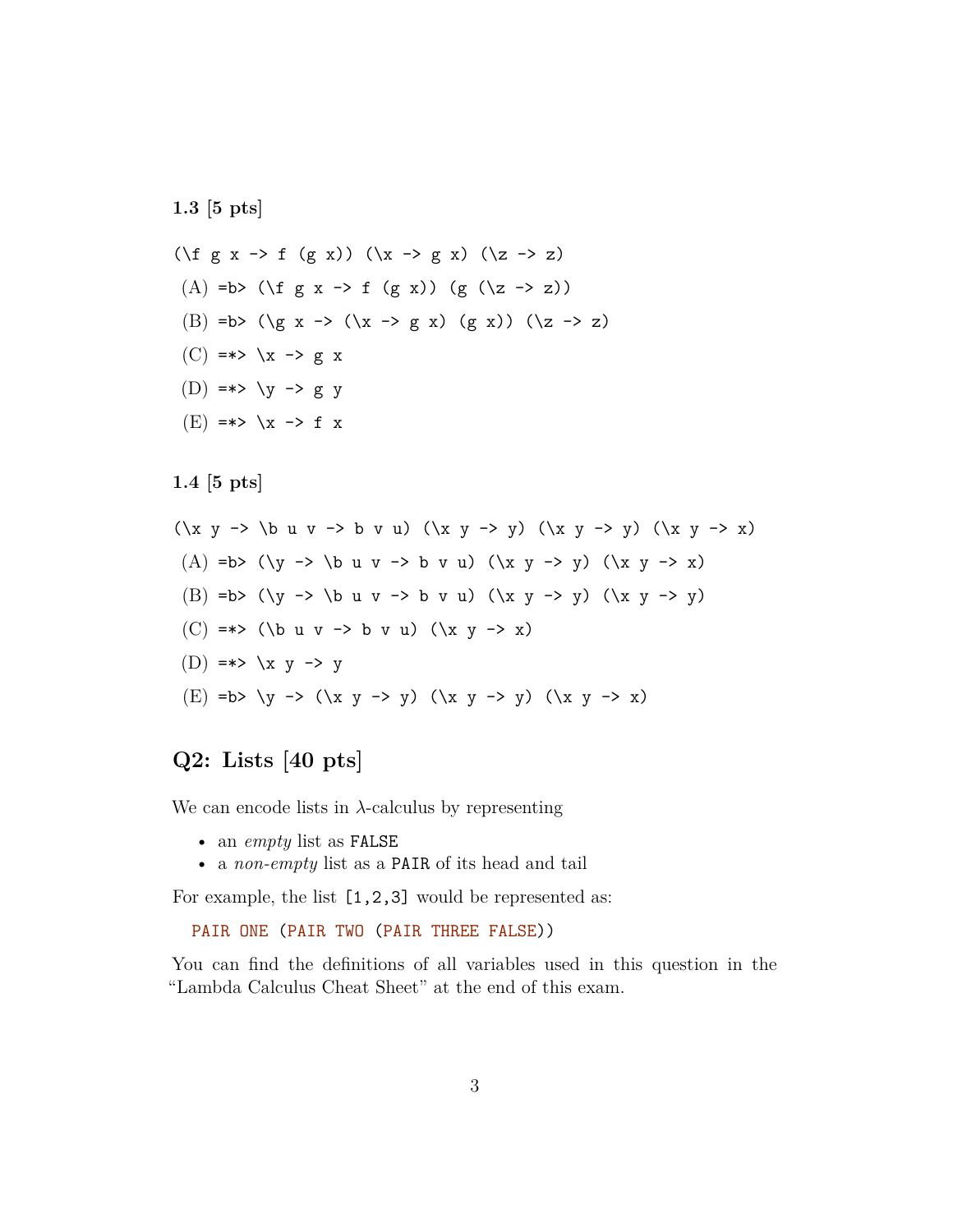**1.3 [5 pts]**

```
(\f g x -> f (g x)) (\x -> g x) (\z -> z)
```

(A) `=b> (\f g x -> f (g x)) (g (\z -> z))`

(B) `=b> (\g x -> (\x -> g x) (g x)) (\z -> z)`

(C) `=*> \x -> g x`

(D) `=*> \y -> g y`

(E) `=*> \x -> f x`

**1.4 [5 pts]**

```
(\x y -> \b u v -> b v u) (\x y -> y) (\x y -> y) (\x y -> x)
```

(A) `=b> (\y -> \b u v -> b v u) (\x y -> y) (\x y -> x)`

(B) `=b> (\y -> \b u v -> b v u) (\x y -> y) (\x y -> y)`

(C) `=*> (\b u v -> b v u) (\x y -> x)`

(D) `=*> \x y -> y`

(E) `=b> \y -> (\x y -> y) (\x y -> y) (\x y -> x)`

## Q2: Lists [40 pts]

We can encode lists in λ-calculus by representing

- an *empty* list as `FALSE`
- a *non-empty* list as a `PAIR` of its head and tail

For example, the list `[1,2,3]` would be represented as:

```
PAIR ONE (PAIR TWO (PAIR THREE FALSE))
```

You can find the definitions of all variables used in this question in the "Lambda Calculus Cheat Sheet" at the end of this exam.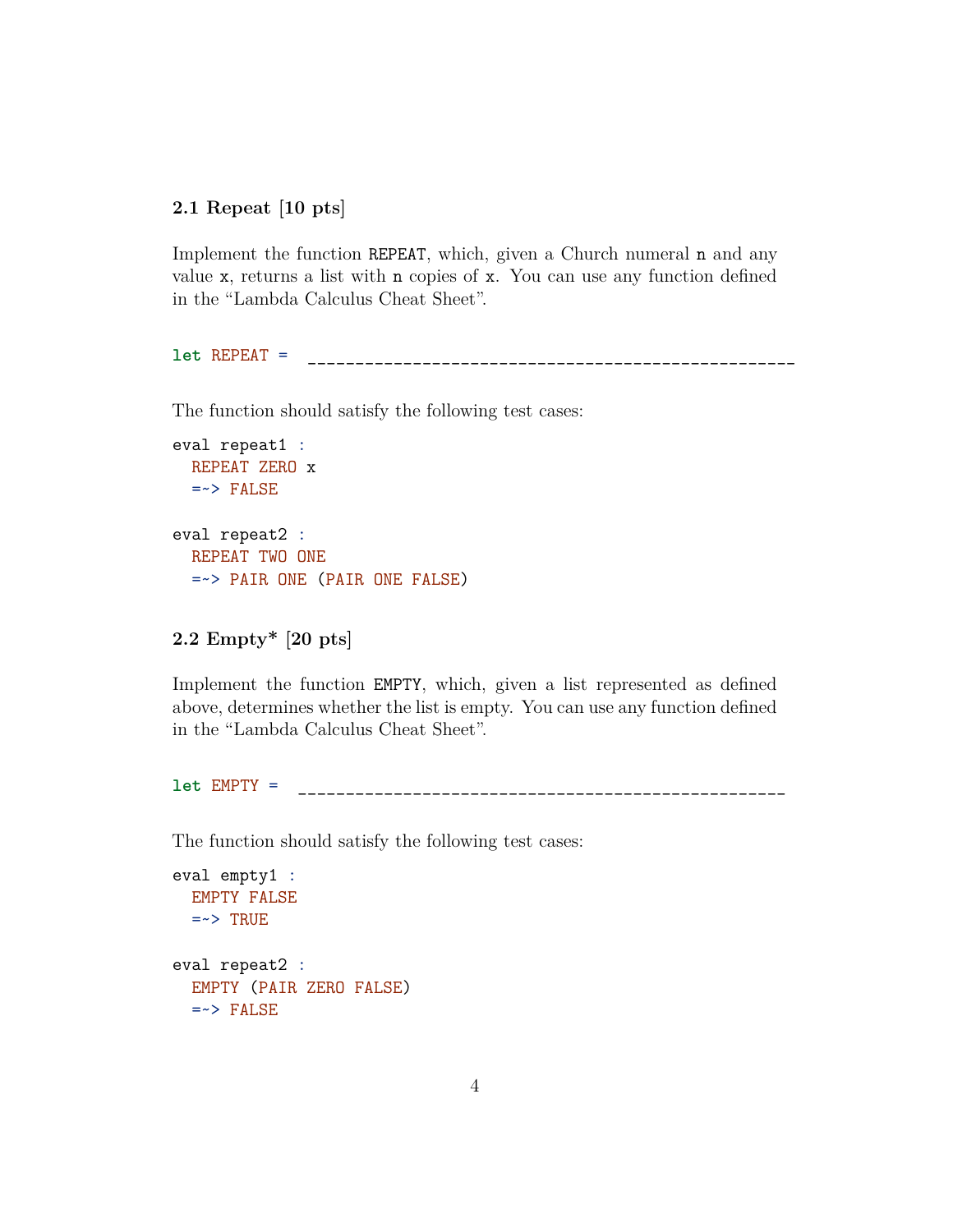### 2.1 Repeat [10 pts]

Implement the function `REPEAT`, which, given a Church numeral `n` and any value `x`, returns a list with `n` copies of `x`. You can use any function defined in the "Lambda Calculus Cheat Sheet".

```
let REPEAT =  ___________________________________________________
```

The function should satisfy the following test cases:

```
eval repeat1 :
  REPEAT ZERO x
  =~> FALSE

eval repeat2 :
  REPEAT TWO ONE
  =~> PAIR ONE (PAIR ONE FALSE)
```

### 2.2 Empty* [20 pts]

Implement the function `EMPTY`, which, given a list represented as defined above, determines whether the list is empty. You can use any function defined in the "Lambda Calculus Cheat Sheet".

```
let EMPTY =  ___________________________________________________
```

The function should satisfy the following test cases:

```
eval empty1 :
  EMPTY FALSE
  =~> TRUE

eval repeat2 :
  EMPTY (PAIR ZERO FALSE)
  =~> FALSE
```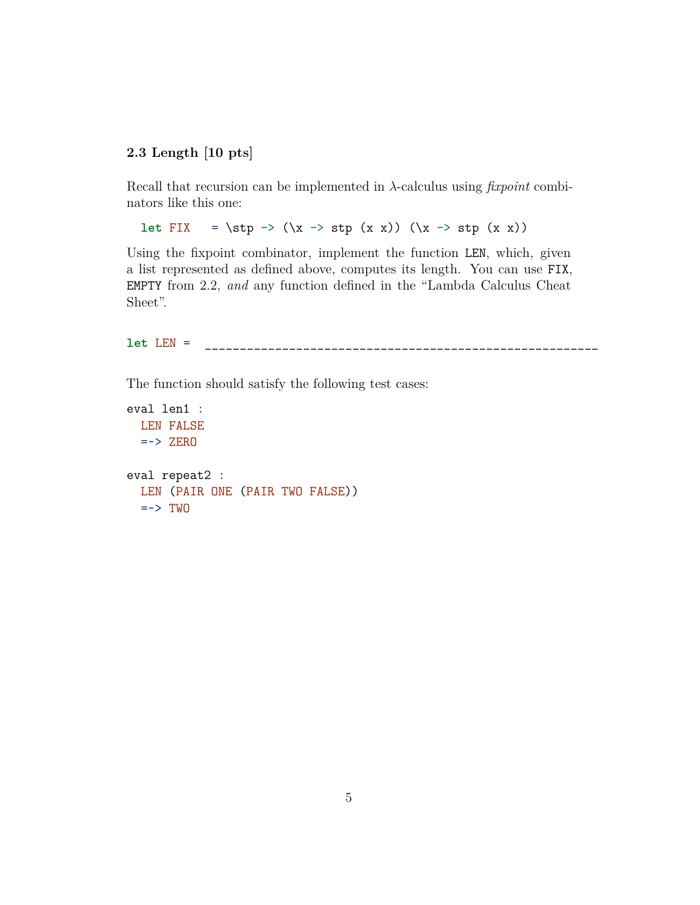### 2.3 Length [10 pts]

Recall that recursion can be implemented in λ-calculus using *fixpoint* combinators like this one:

```
let FIX   = \stp -> (\x -> stp (x x)) (\x -> stp (x x))
```

Using the fixpoint combinator, implement the function `LEN`, which, given a list represented as defined above, computes its length. You can use `FIX`, `EMPTY` from 2.2, *and* any function defined in the "Lambda Calculus Cheat Sheet".

```
let LEN =  ________________________________________________________
```

The function should satisfy the following test cases:

```
eval len1 :
  LEN FALSE
  =~> ZERO

eval repeat2 :
  LEN (PAIR ONE (PAIR TWO FALSE))
  =~> TWO
```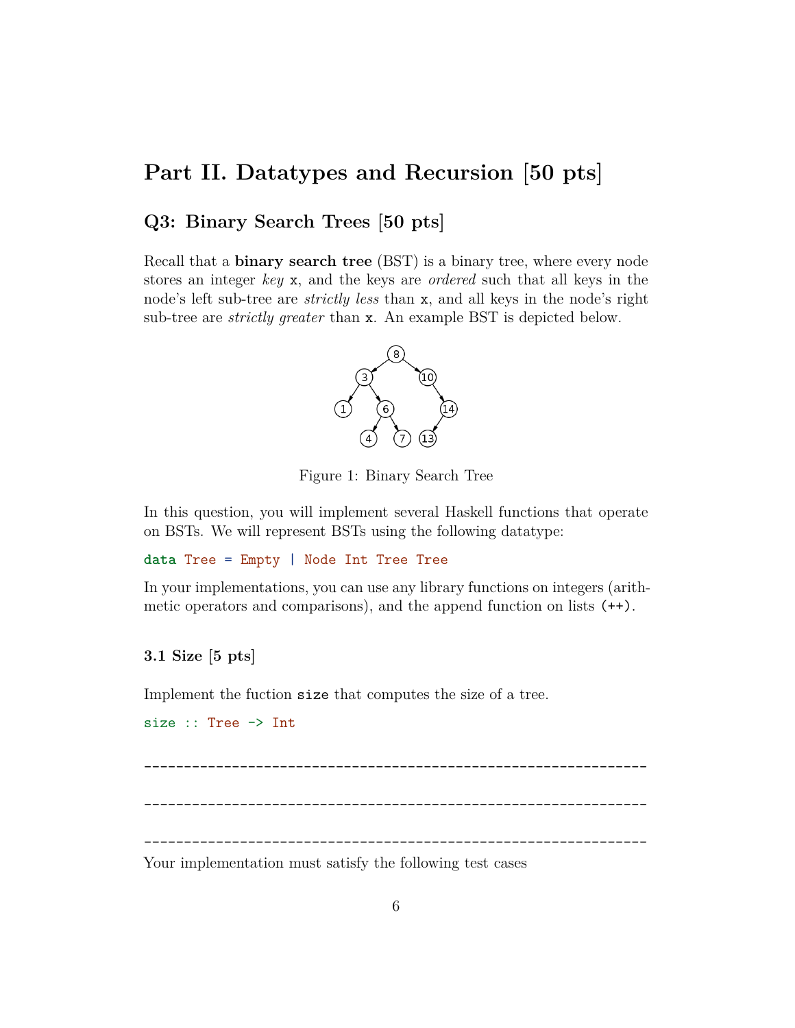# Part II. Datatypes and Recursion [50 pts]

## Q3: Binary Search Trees [50 pts]

Recall that a **binary search tree** (BST) is a binary tree, where every node stores an integer *key* `x`, and the keys are *ordered* such that all keys in the node's left sub-tree are *strictly less* than `x`, and all keys in the node's right sub-tree are *strictly greater* than `x`. An example BST is depicted below.

Figure 1: Binary Search Tree

In this question, you will implement several Haskell functions that operate on BSTs. We will represent BSTs using the following datatype:

```haskell
data Tree = Empty | Node Int Tree Tree
```

In your implementations, you can use any library functions on integers (arithmetic operators and comparisons), and the append function on lists `(++)`.

### 3.1 Size [5 pts]

Implement the fuction `size` that computes the size of a tree.

```haskell
size :: Tree -> Int
```

```
-----------------------------------------------------------------

-----------------------------------------------------------------

-----------------------------------------------------------------
```

Your implementation must satisfy the following test cases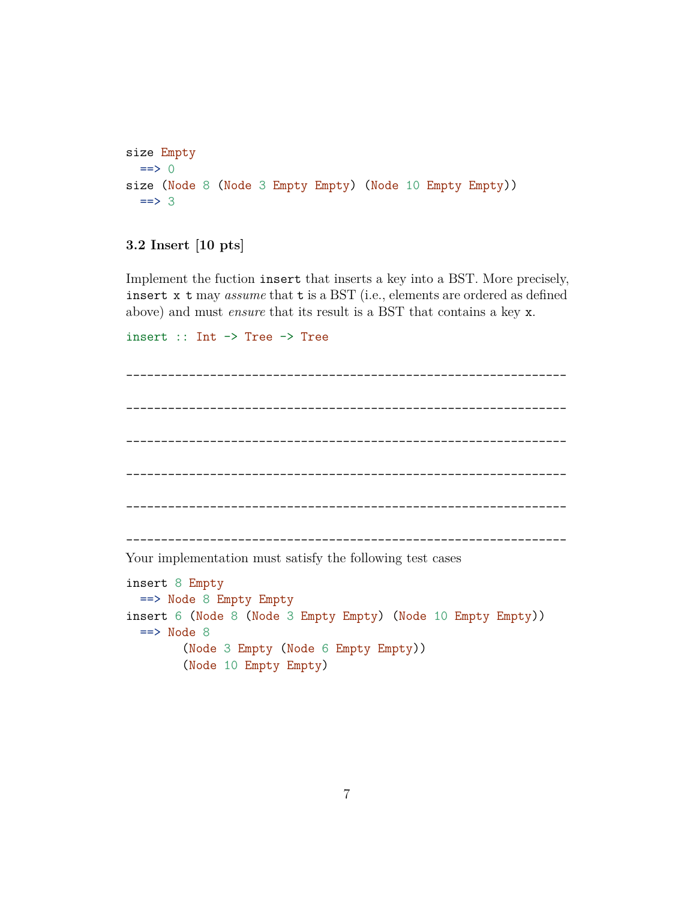```
size Empty
  ==> 0
size (Node 8 (Node 3 Empty Empty) (Node 10 Empty Empty))
  ==> 3
```

### 3.2 Insert [10 pts]

Implement the fuction `insert` that inserts a key into a BST. More precisely, `insert x t` may *assume* that `t` is a BST (i.e., elements are ordered as defined above) and must *ensure* that its result is a BST that contains a key `x`.

```
insert :: Int -> Tree -> Tree
```

```
-------------------------------------------------------------

-------------------------------------------------------------

-------------------------------------------------------------

-------------------------------------------------------------

-------------------------------------------------------------

-------------------------------------------------------------
```

Your implementation must satisfy the following test cases

```
insert 8 Empty
  ==> Node 8 Empty Empty
insert 6 (Node 8 (Node 3 Empty Empty) (Node 10 Empty Empty))
  ==> Node 8
        (Node 3 Empty (Node 6 Empty Empty))
        (Node 10 Empty Empty)
```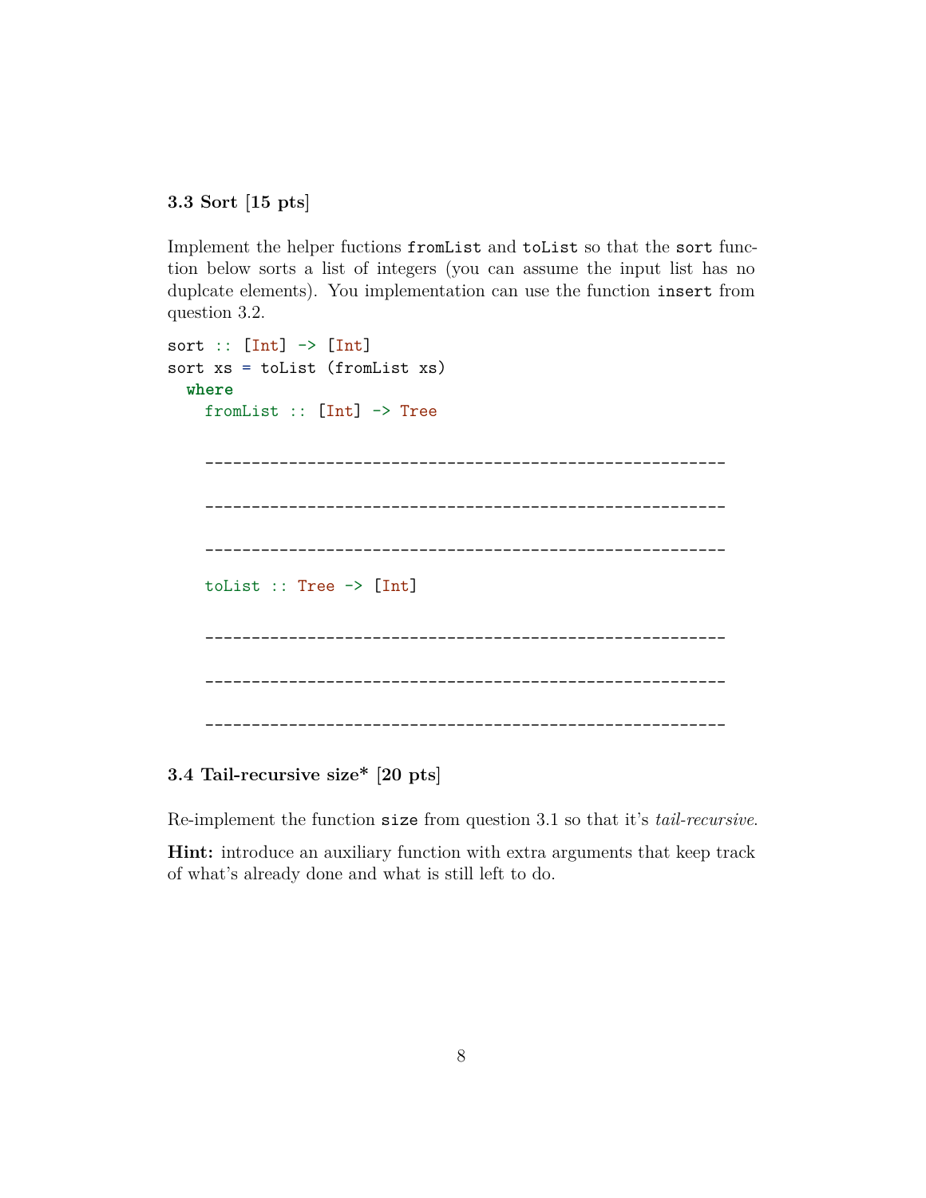### 3.3 Sort [15 pts]

Implement the helper fuctions `fromList` and `toList` so that the `sort` function below sorts a list of integers (you can assume the input list has no duplcate elements). You implementation can use the function `insert` from question 3.2.

```
sort :: [Int] -> [Int]
sort xs = toList (fromList xs)
  where
    fromList :: [Int] -> Tree

    ________________________________________________________

    ________________________________________________________

    ________________________________________________________

    toList :: Tree -> [Int]

    ________________________________________________________

    ________________________________________________________

    ________________________________________________________
```

### 3.4 Tail-recursive size* [20 pts]

Re-implement the function `size` from question 3.1 so that it's *tail-recursive*.

**Hint:** introduce an auxiliary function with extra arguments that keep track of what's already done and what is still left to do.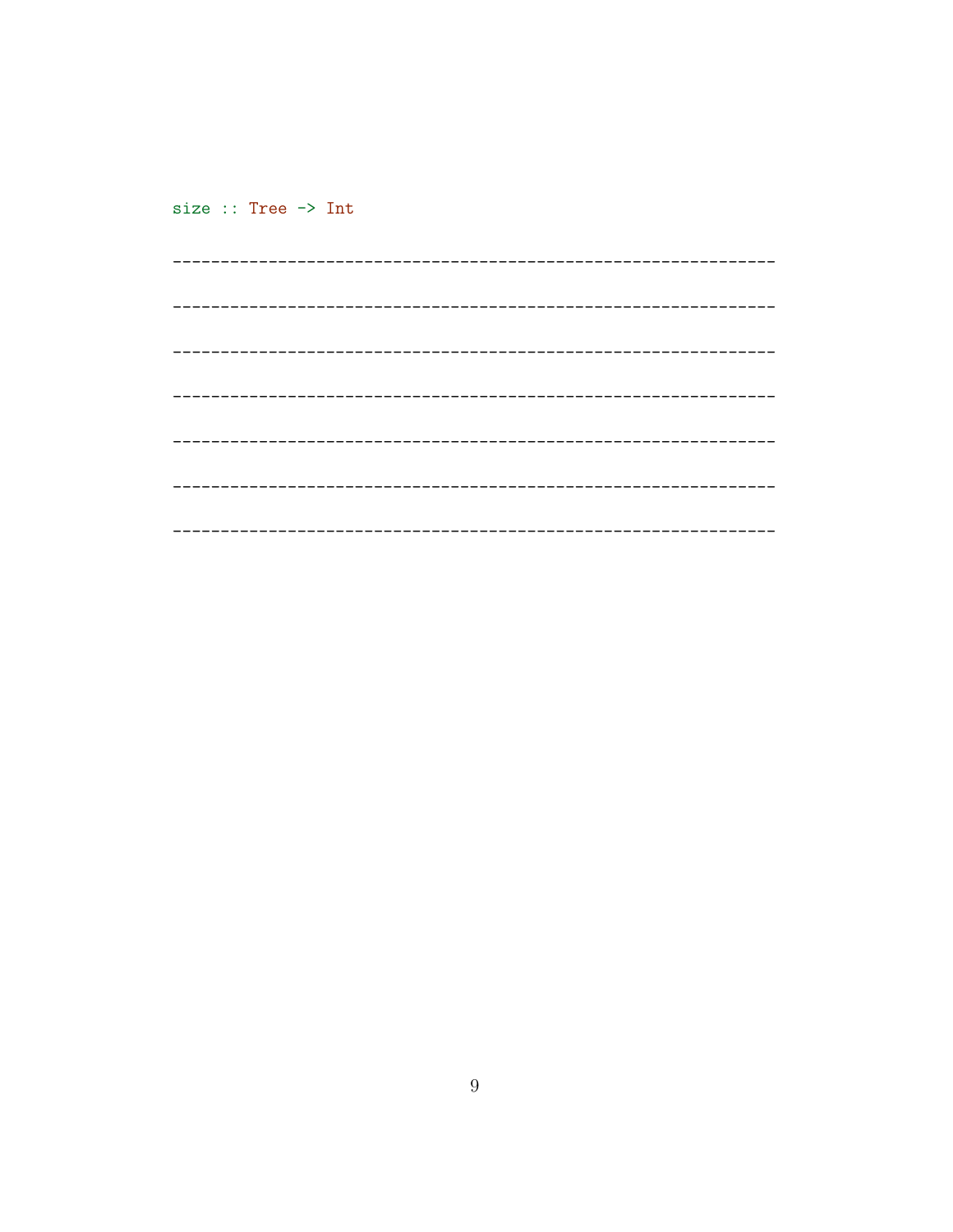```
size :: Tree -> Int

-------------------------------------------------------------

-------------------------------------------------------------

-------------------------------------------------------------

-------------------------------------------------------------

-------------------------------------------------------------

-------------------------------------------------------------

-------------------------------------------------------------
```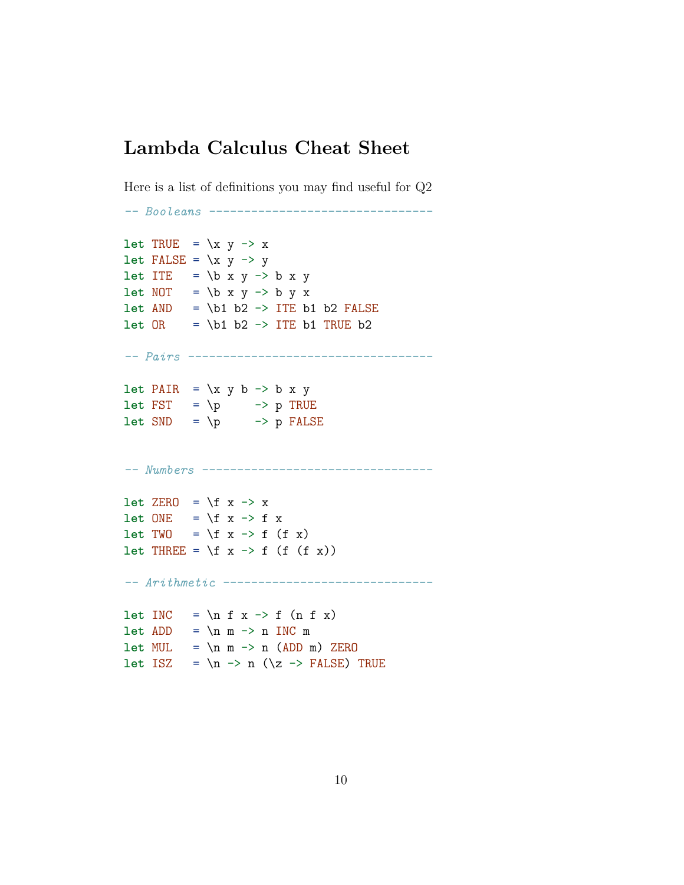# Lambda Calculus Cheat Sheet

Here is a list of definitions you may find useful for Q2

```
-- Booleans -------------------------------

let TRUE  = \x y -> x
let FALSE = \x y -> y
let ITE   = \b x y -> b x y
let NOT   = \b x y -> b y x
let AND   = \b1 b2 -> ITE b1 b2 FALSE
let OR    = \b1 b2 -> ITE b1 TRUE b2

-- Pairs ----------------------------------

let PAIR  = \x y b -> b x y
let FST   = \p     -> p TRUE
let SND   = \p     -> p FALSE


-- Numbers --------------------------------

let ZERO  = \f x -> x
let ONE   = \f x -> f x
let TWO   = \f x -> f (f x)
let THREE = \f x -> f (f (f x))

-- Arithmetic -----------------------------

let INC   = \n f x -> f (n f x)
let ADD   = \n m -> n INC m
let MUL   = \n m -> n (ADD m) ZERO
let ISZ   = \n -> n (\z -> FALSE) TRUE
```